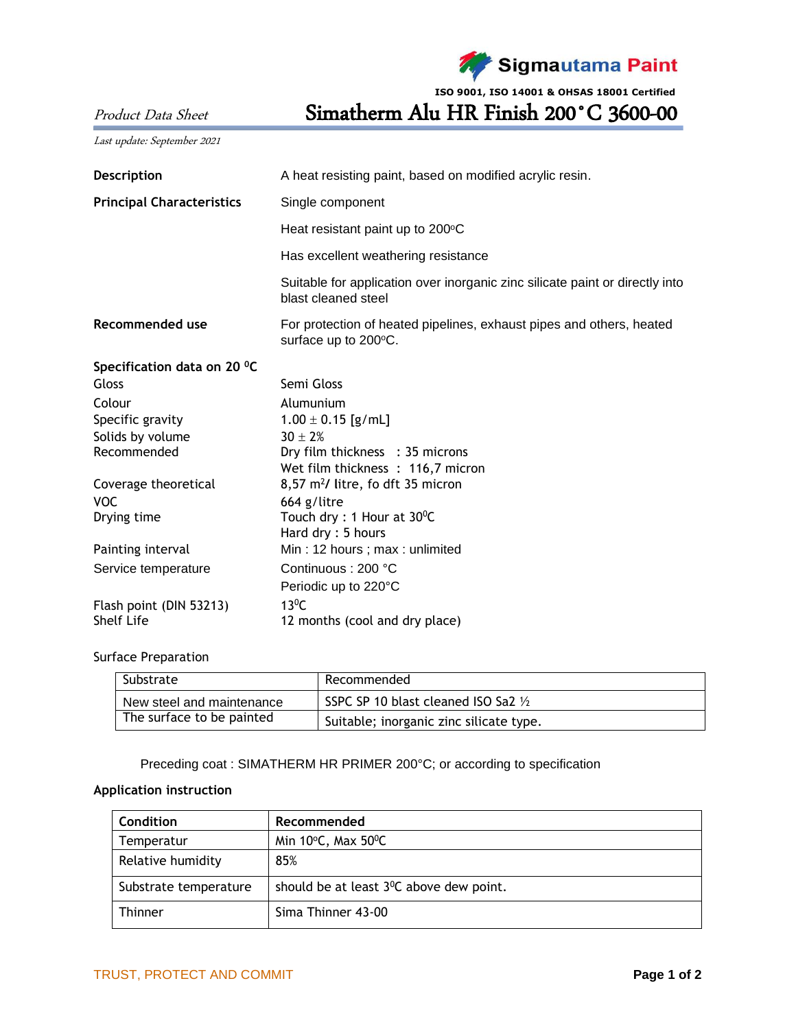Sigmautama Paint

ISO 9001, ISO 14001 & OHSAS 18001 Certified

*Product Data Sheet*

# Simatherm Alu HR Finish 200°C 3600-00

*Last update: September 2021*

**Description** A heat resisting paint, based on modified acrylic resin.

**Principal Characteristics**

- Single component
- Heat resistant paint up to 200°C
- Has excellent weathering resistance
- Suitable for application over inorganic zinc silicate paint or directly into blast cleaned steel

**Recommended use** For protection of heated pipelines, exhaust pipes and others, heated surface up to 200°C.

**Specification data on 20 °C**

| | |
|---|---|
| Gloss | Semi Gloss |
| Colour | Alumunium |
| Specific gravity | 1.00 ± 0.15 [g/mL] |
| Solids by volume | 30 ± 2% |
| Recommended | Dry film thickness : 35 microns<br>Wet film thickness : 116,7 micron |
| Coverage theoretical | 8,57 $m^2$/ litre, fo dft 35 micron |
| VOC | 664 g/litre |
| Drying time | Touch dry : 1 Hour at 30°C<br>Hard dry : 5 hours |
| Painting interval | Min : 12 hours ; max : unlimited |
| Service temperature | Continuous : 200 °C<br>Periodic up to 220°C |
| Flash point (DIN 53213) | 13°C |
| Shelf Life | 12 months (cool and dry place) |

Surface Preparation

| Substrate | Recommended |
|---|---|
| New steel and maintenance | SSPC SP 10 blast cleaned ISO Sa2 ½ |
| The surface to be painted | Suitable; inorganic zinc silicate type. |

Preceding coat : SIMATHERM HR PRIMER 200°C; or according to specification

**Application instruction**

| **Condition** | **Recommended** |
|---|---|
| Temperatur | Min 10°C, Max 50°C |
| Relative humidity | 85% |
| Substrate temperature | should be at least 3°C above dew point. |
| Thinner | Sima Thinner 43-00 |

TRUST, PROTECT AND COMMIT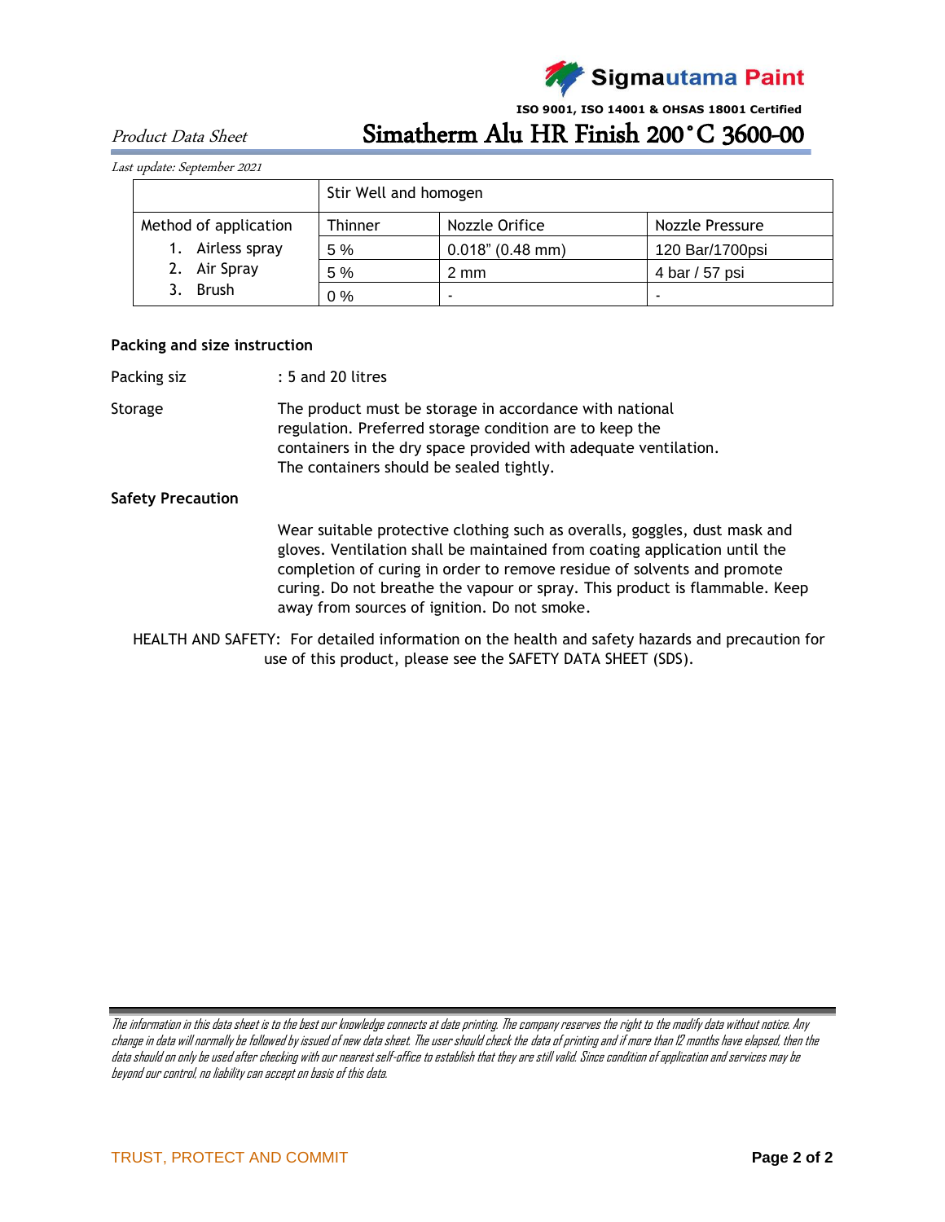Product Data Sheet

# Simatherm Alu HR Finish 200°C 3600-00

*Last update: September 2021*

| | | | |
|---|---|---|---|
| | Stir Well and homogen | | |
| Method of application | Thinner | Nozzle Orifice | Nozzle Pressure |
| 1. Airless spray | 5 % | 0.018" (0.48 mm) | 120 Bar/1700psi |
| 2. Air Spray | 5 % | 2 mm | 4 bar / 57 psi |
| 3. Brush | 0 % | - | - |

**Packing and size instruction**

Packing siz : 5 and 20 litres

Storage — The product must be storage in accordance with national regulation. Preferred storage condition are to keep the containers in the dry space provided with adequate ventilation. The containers should be sealed tightly.

**Safety Precaution**

Wear suitable protective clothing such as overalls, goggles, dust mask and gloves. Ventilation shall be maintained from coating application until the completion of curing in order to remove residue of solvents and promote curing. Do not breathe the vapour or spray. This product is flammable. Keep away from sources of ignition. Do not smoke.

HEALTH AND SAFETY: For detailed information on the health and safety hazards and precaution for use of this product, please see the SAFETY DATA SHEET (SDS).

*The information in this data sheet is to the best our knowledge connects at date printing. The company reserves the right to the modify data without notice. Any change in data will normally be followed by issued of new data sheet. The user should check the data of printing and if more than 12 months have elapsed, then the data should on only be used after checking with our nearest self-office to establish that they are still valid. Since condition of application and services may be beyond our control, no liability can accept on basis of this data.*

TRUST, PROTECT AND COMMIT